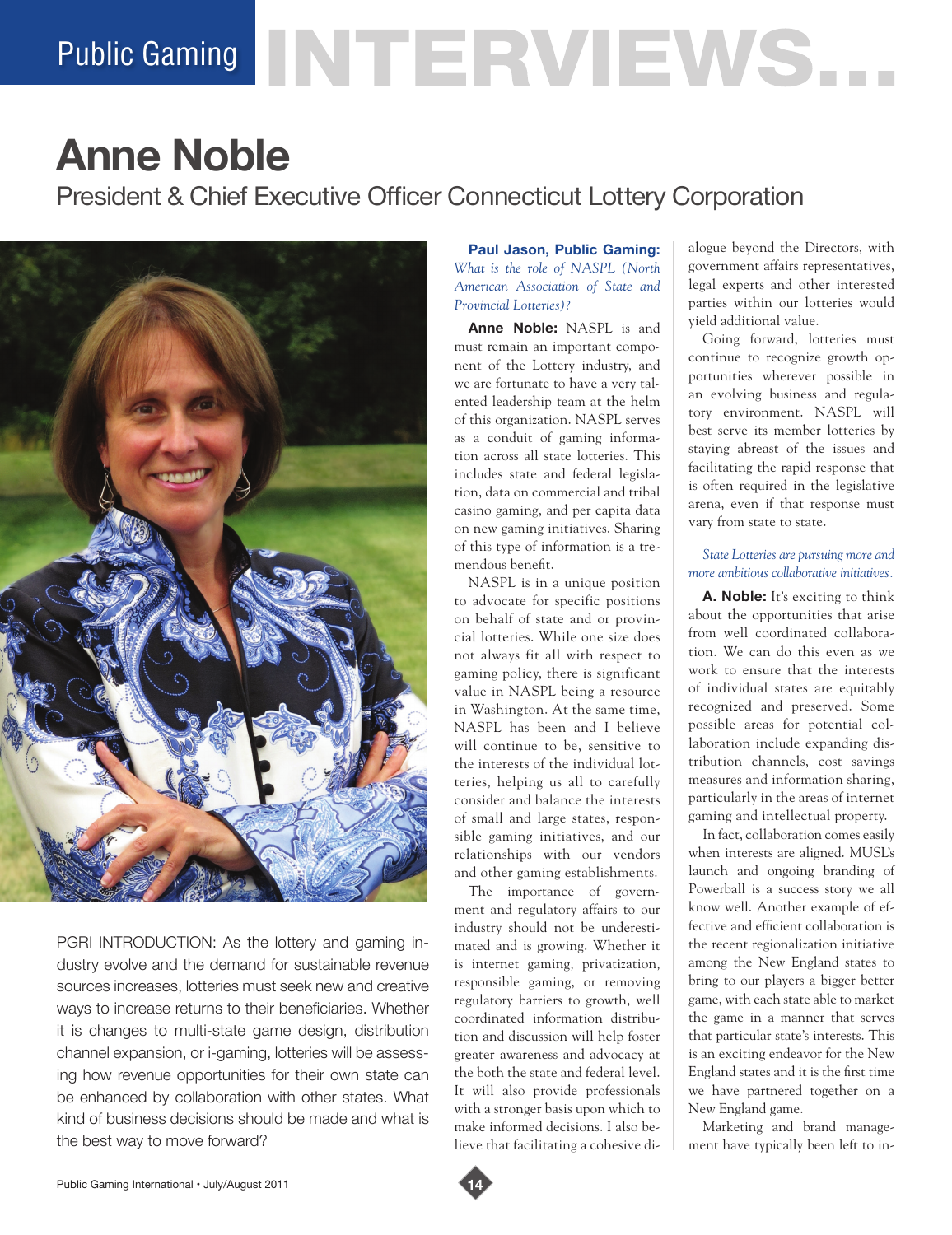# Public Gaming INTERVIEWS...

## Anne Noble

### President & Chief Executive Officer Connecticut Lottery Corporation

PGRI INTRODUCTION: As the lottery and gaming industry evolve and the demand for sustainable revenue sources increases, lotteries must seek new and creative ways to increase returns to their beneficiaries. Whether it is changes to multi-state game design, distribution channel expansion, or i-gaming, lotteries will be assessing how revenue opportunities for their own state can be enhanced by collaboration with other states. What kind of business decisions should be made and what is the best way to move forward?

**Paul Jason, Public Gaming:** *What is the role of NASPL (North American Association of State and Provincial Lotteries)?*

**Anne Noble:** NASPL is and must remain an important component of the Lottery industry, and we are fortunate to have a very talented leadership team at the helm of this organization. NASPL serves as a conduit of gaming information across all state lotteries. This includes state and federal legislation, data on commercial and tribal casino gaming, and per capita data on new gaming initiatives. Sharing of this type of information is a tremendous benefit.

NASPL is in a unique position to advocate for specific positions on behalf of state and or provincial lotteries. While one size does not always fit all with respect to gaming policy, there is significant value in NASPL being a resource in Washington. At the same time, NASPL has been and I believe will continue to be, sensitive to the interests of the individual lotteries, helping us all to carefully consider and balance the interests of small and large states, responsible gaming initiatives, and our relationships with our vendors and other gaming establishments.

The importance of government and regulatory affairs to our industry should not be underestimated and is growing. Whether it is internet gaming, privatization, responsible gaming, or removing regulatory barriers to growth, well coordinated information distribution and discussion will help foster greater awareness and advocacy at the both the state and federal level. It will also provide professionals with a stronger basis upon which to make informed decisions. I also believe that facilitating a cohesive dialogue beyond the Directors, with government affairs representatives, legal experts and other interested parties within our lotteries would yield additional value.

Going forward, lotteries must continue to recognize growth opportunities wherever possible in an evolving business and regulatory environment. NASPL will best serve its member lotteries by staying abreast of the issues and facilitating the rapid response that is often required in the legislative arena, even if that response must vary from state to state.

*State Lotteries are pursuing more and more ambitious collaborative initiatives.*

**A. Noble:** It's exciting to think about the opportunities that arise from well coordinated collaboration. We can do this even as we work to ensure that the interests of individual states are equitably recognized and preserved. Some possible areas for potential collaboration include expanding distribution channels, cost savings measures and information sharing, particularly in the areas of internet gaming and intellectual property.

In fact, collaboration comes easily when interests are aligned. MUSL's launch and ongoing branding of Powerball is a success story we all know well. Another example of effective and efficient collaboration is the recent regionalization initiative among the New England states to bring to our players a bigger better game, with each state able to market the game in a manner that serves that particular state's interests. This is an exciting endeavor for the New England states and it is the first time we have partnered together on a New England game.

Marketing and brand management have typically been left to in-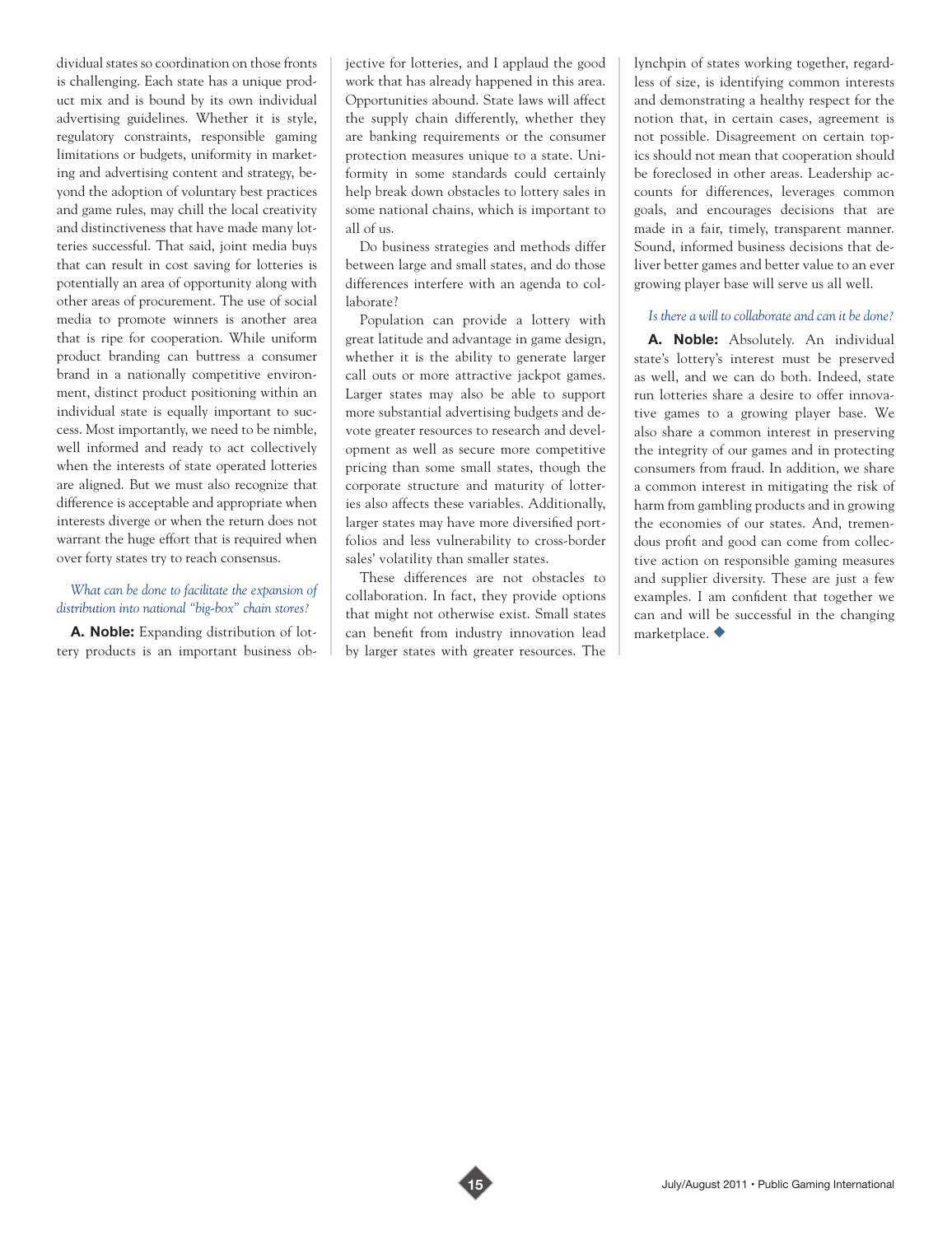dividual states so coordination on those fronts is challenging. Each state has a unique product mix and is bound by its own individual advertising guidelines. Whether it is style, regulatory constraints, responsible gaming limitations or budgets, uniformity in marketing and advertising content and strategy, beyond the adoption of voluntary best practices and game rules, may chill the local creativity and distinctiveness that have made many lotteries successful. That said, joint media buys that can result in cost saving for lotteries is potentially an area of opportunity along with other areas of procurement. The use of social media to promote winners is another area that is ripe for cooperation. While uniform product branding can buttress a consumer brand in a nationally competitive environment, distinct product positioning within an individual state is equally important to success. Most importantly, we need to be nimble, well informed and ready to act collectively when the interests of state operated lotteries are aligned. But we must also recognize that difference is acceptable and appropriate when interests diverge or when the return does not warrant the huge effort that is required when over forty states try to reach consensus.

*What can be done to facilitate the expansion of distribution into national "big-box" chain stores?*

**A. Noble:** Expanding distribution of lottery products is an important business objective for lotteries, and I applaud the good work that has already happened in this area. Opportunities abound. State laws will affect the supply chain differently, whether they are banking requirements or the consumer protection measures unique to a state. Uniformity in some standards could certainly help break down obstacles to lottery sales in some national chains, which is important to all of us.

Do business strategies and methods differ between large and small states, and do those differences interfere with an agenda to collaborate?

Population can provide a lottery with great latitude and advantage in game design, whether it is the ability to generate larger call outs or more attractive jackpot games. Larger states may also be able to support more substantial advertising budgets and devote greater resources to research and development as well as secure more competitive pricing than some small states, though the corporate structure and maturity of lotteries also affects these variables. Additionally, larger states may have more diversified portfolios and less vulnerability to cross-border sales' volatility than smaller states.

These differences are not obstacles to collaboration. In fact, they provide options that might not otherwise exist. Small states can benefit from industry innovation lead by larger states with greater resources. The lynchpin of states working together, regardless of size, is identifying common interests and demonstrating a healthy respect for the notion that, in certain cases, agreement is not possible. Disagreement on certain topics should not mean that cooperation should be foreclosed in other areas. Leadership accounts for differences, leverages common goals, and encourages decisions that are made in a fair, timely, transparent manner. Sound, informed business decisions that deliver better games and better value to an ever growing player base will serve us all well.

*Is there a will to collaborate and can it be done?*

**A. Noble:** Absolutely. An individual state's lottery's interest must be preserved as well, and we can do both. Indeed, state run lotteries share a desire to offer innovative games to a growing player base. We also share a common interest in preserving the integrity of our games and in protecting consumers from fraud. In addition, we share a common interest in mitigating the risk of harm from gambling products and in growing the economies of our states. And, tremendous profit and good can come from collective action on responsible gaming measures and supplier diversity. These are just a few examples. I am confident that together we can and will be successful in the changing marketplace. ◆